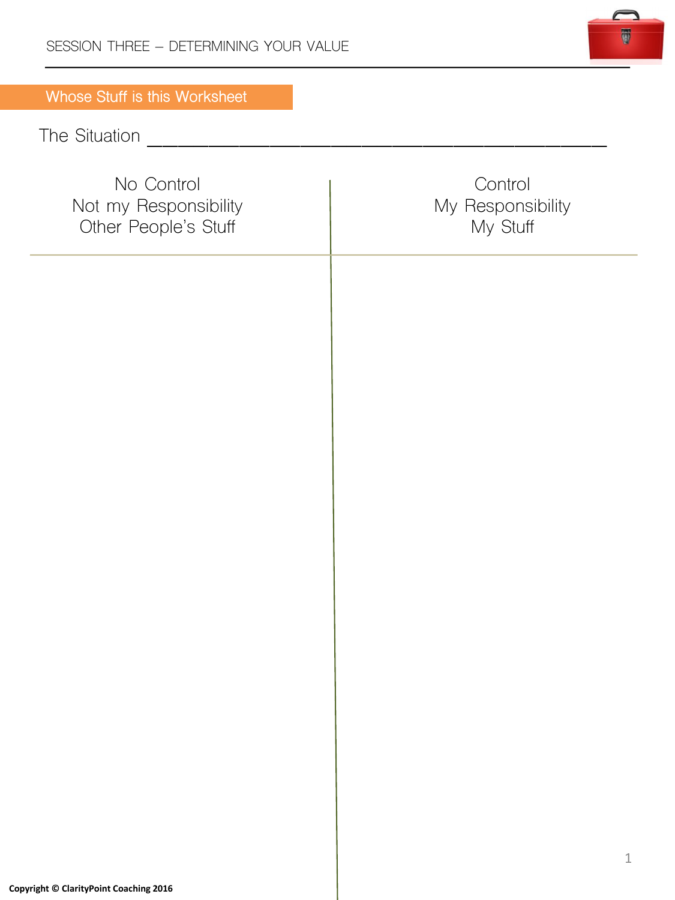## Whose Stuff is this Worksheet

The Situation ______________________________________________

| No Control<br>Not my Responsibility<br>Other People's Stuff | Control<br>My Responsibility<br>My Stuff |
|---|---|
| | |

Copyright © ClarityPoint Coaching 2016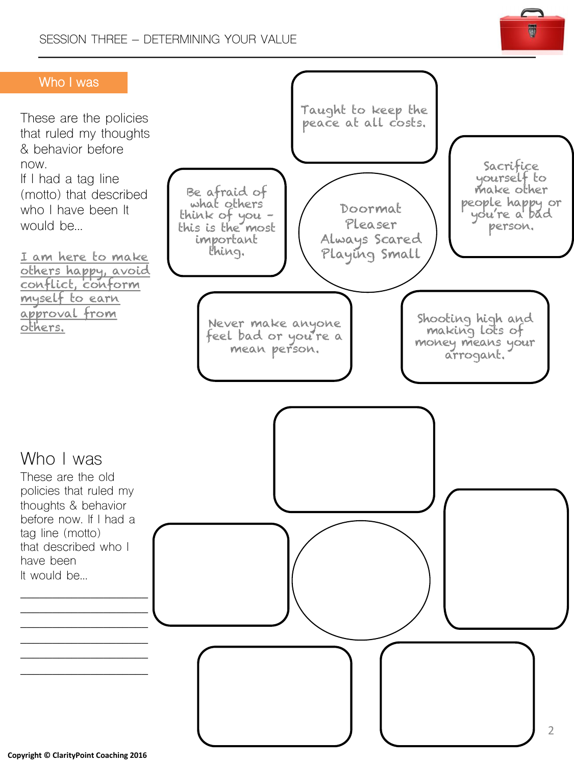SESSION THREE – DETERMINING YOUR VALUE

## Who I was

These are the policies that ruled my thoughts & behavior before now.
If I had a tag line (motto) that described who I have been It would be…

I am here to make others happy, avoid conflict, conform myself to earn approval from others.

- Taught to keep the peace at all costs.
- Be afraid of what others think of you – this is the most important thing.
- Doormat
  Pleaser
  Always Scared
  Playing Small
- Sacrifice yourself to make other people happy or you're a bad person.
- Never make anyone feel bad or you're a mean person.
- Shooting high and making lots of money means your arrogant.

## Who I was

These are the old policies that ruled my thoughts & behavior before now. If I had a tag line (motto) that described who I have been It would be…

\_\_\_\_\_\_\_\_\_\_\_\_\_\_\_\_\_\_\_\_\_\_\_\_
\_\_\_\_\_\_\_\_\_\_\_\_\_\_\_\_\_\_\_\_\_\_\_\_
\_\_\_\_\_\_\_\_\_\_\_\_\_\_\_\_\_\_\_\_\_\_\_\_
\_\_\_\_\_\_\_\_\_\_\_\_\_\_\_\_\_\_\_\_\_\_\_\_
\_\_\_\_\_\_\_\_\_\_\_\_\_\_\_\_\_\_\_\_\_\_\_\_
\_\_\_\_\_\_\_\_\_\_\_\_\_\_\_\_\_\_\_\_\_\_\_\_

Copyright © ClarityPoint Coaching 2016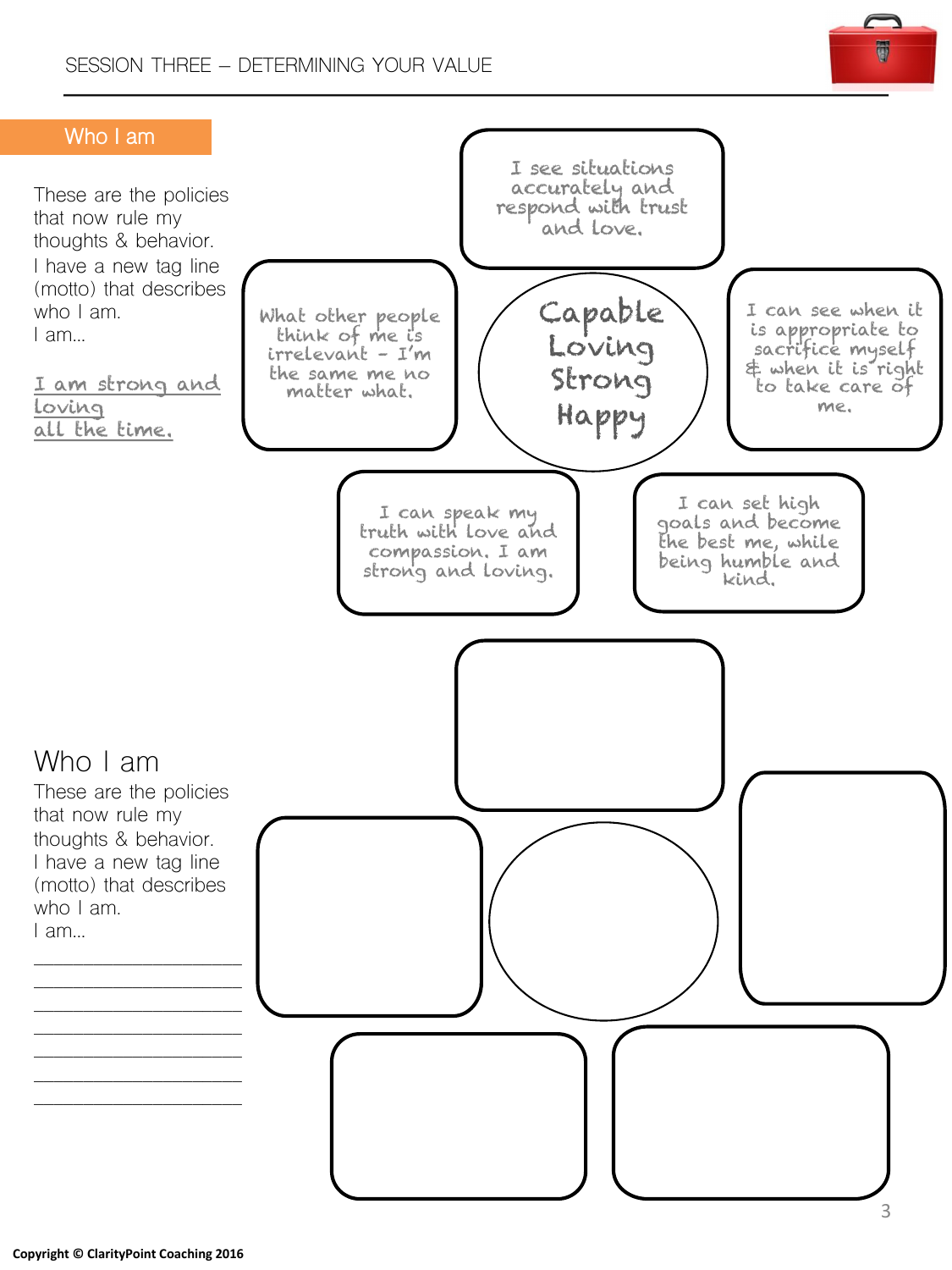SESSION THREE – DETERMINING YOUR VALUE

## Who I am

These are the policies that now rule my thoughts & behavior.
I have a new tag line (motto) that describes who I am.
I am...

I am strong and loving all the time.

I see situations accurately and respond with trust and love.

What other people think of me is irrelevant – I'm the same me no matter what.

Capable
Loving
Strong
Happy

I can see when it is appropriate to sacrifice myself & when it is right to take care of me.

I can speak my truth with love and compassion. I am strong and loving.

I can set high goals and become the best me, while being humble and kind.

## Who I am

These are the policies that now rule my thoughts & behavior.
I have a new tag line (motto) that describes who I am.
I am...

______________________
______________________
______________________
______________________
______________________
______________________
______________________

Copyright © ClarityPoint Coaching 2016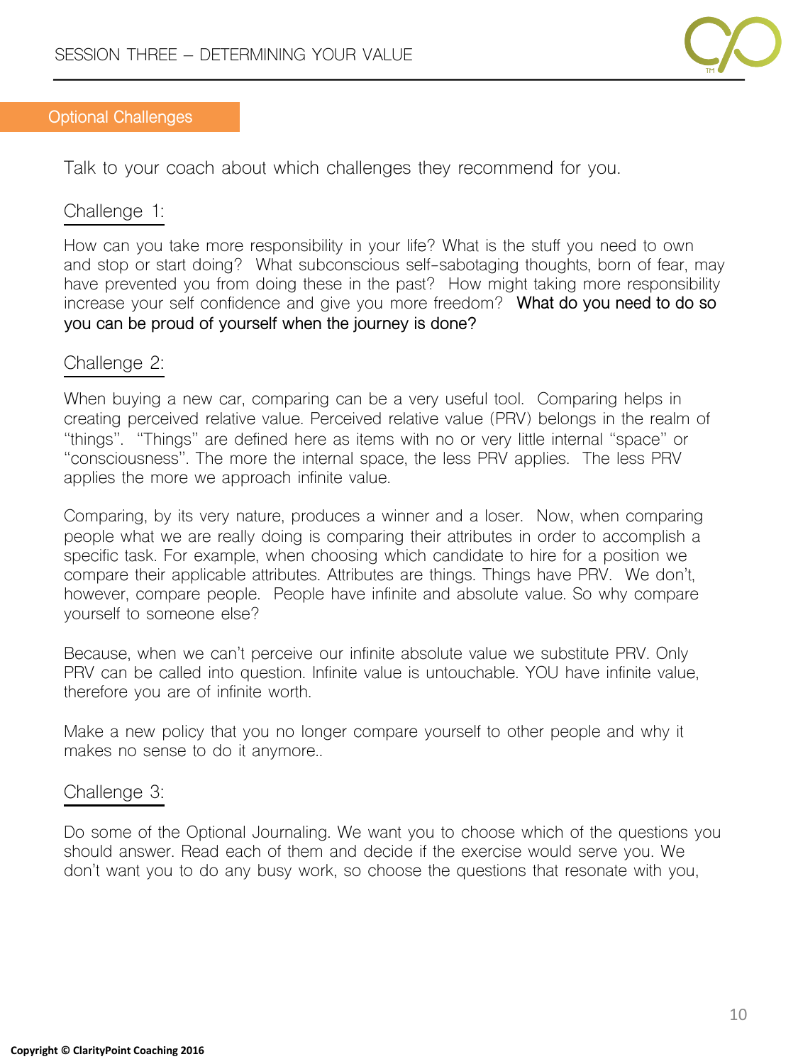## Optional Challenges

Talk to your coach about which challenges they recommend for you.

### Challenge 1:

How can you take more responsibility in your life? What is the stuff you need to own and stop or start doing? What subconscious self-sabotaging thoughts, born of fear, may have prevented you from doing these in the past? How might taking more responsibility increase your self confidence and give you more freedom? What do you need to do so you can be proud of yourself when the journey is done?

### Challenge 2:

When buying a new car, comparing can be a very useful tool. Comparing helps in creating perceived relative value. Perceived relative value (PRV) belongs in the realm of "things". "Things" are defined here as items with no or very little internal "space" or "consciousness". The more the internal space, the less PRV applies. The less PRV applies the more we approach infinite value.

Comparing, by its very nature, produces a winner and a loser. Now, when comparing people what we are really doing is comparing their attributes in order to accomplish a specific task. For example, when choosing which candidate to hire for a position we compare their applicable attributes. Attributes are things. Things have PRV. We don't, however, compare people. People have infinite and absolute value. So why compare yourself to someone else?

Because, when we can't perceive our infinite absolute value we substitute PRV. Only PRV can be called into question. Infinite value is untouchable. YOU have infinite value, therefore you are of infinite worth.

Make a new policy that you no longer compare yourself to other people and why it makes no sense to do it anymore..

### Challenge 3:

Do some of the Optional Journaling. We want you to choose which of the questions you should answer. Read each of them and decide if the exercise would serve you. We don't want you to do any busy work, so choose the questions that resonate with you,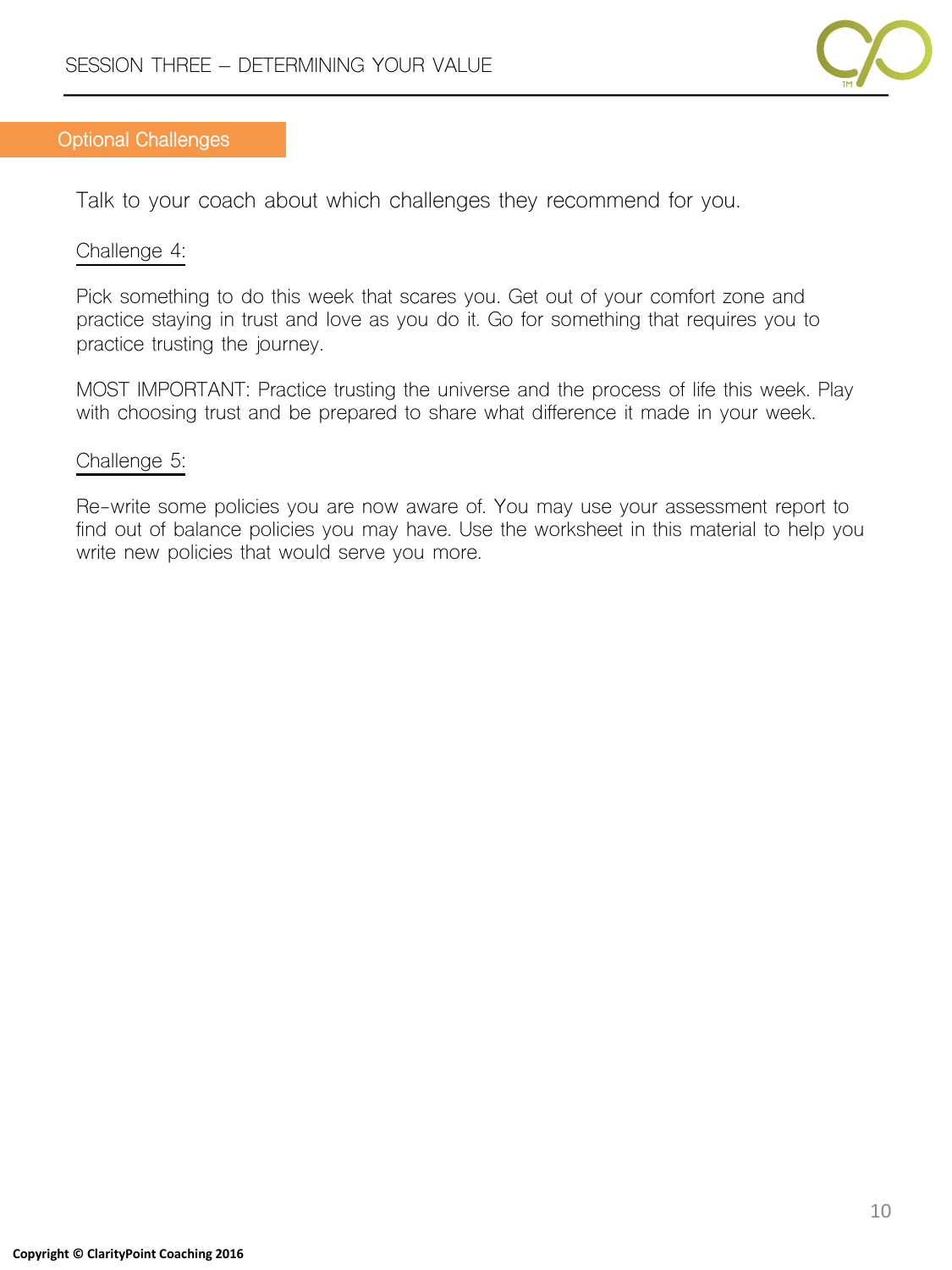## Optional Challenges

Talk to your coach about which challenges they recommend for you.

Challenge 4:

Pick something to do this week that scares you. Get out of your comfort zone and practice staying in trust and love as you do it. Go for something that requires you to practice trusting the journey.

MOST IMPORTANT: Practice trusting the universe and the process of life this week. Play with choosing trust and be prepared to share what difference it made in your week.

Challenge 5:

Re-write some policies you are now aware of. You may use your assessment report to find out of balance policies you may have. Use the worksheet in this material to help you write new policies that would serve you more.

Copyright © ClarityPoint Coaching 2016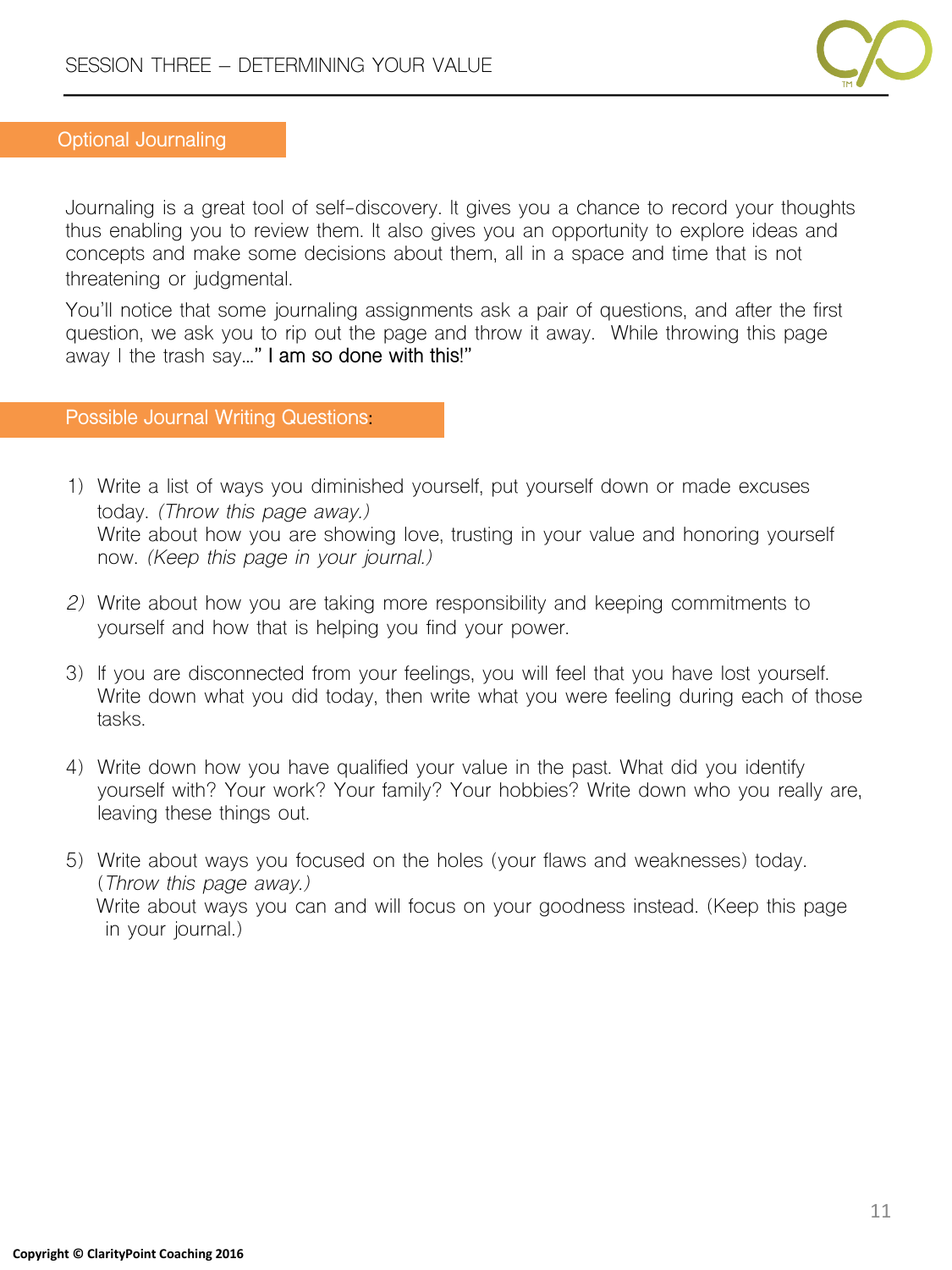## Optional Journaling

Journaling is a great tool of self-discovery. It gives you a chance to record your thoughts thus enabling you to review them. It also gives you an opportunity to explore ideas and concepts and make some decisions about them, all in a space and time that is not threatening or judgmental.

You'll notice that some journaling assignments ask a pair of questions, and after the first question, we ask you to rip out the page and throw it away. While throwing this page away I the trash say…" I am so done with this!"

## Possible Journal Writing Questions:

1) Write a list of ways you diminished yourself, put yourself down or made excuses today. *(Throw this page away.)*
   Write about how you are showing love, trusting in your value and honoring yourself now. *(Keep this page in your journal.)*

2) Write about how you are taking more responsibility and keeping commitments to yourself and how that is helping you find your power.

3) If you are disconnected from your feelings, you will feel that you have lost yourself. Write down what you did today, then write what you were feeling during each of those tasks.

4) Write down how you have qualified your value in the past. What did you identify yourself with? Your work? Your family? Your hobbies? Write down who you really are, leaving these things out.

5) Write about ways you focused on the holes (your flaws and weaknesses) today. (*Throw this page away.)*
   Write about ways you can and will focus on your goodness instead. (Keep this page in your journal.)

**Copyright © ClarityPoint Coaching 2016**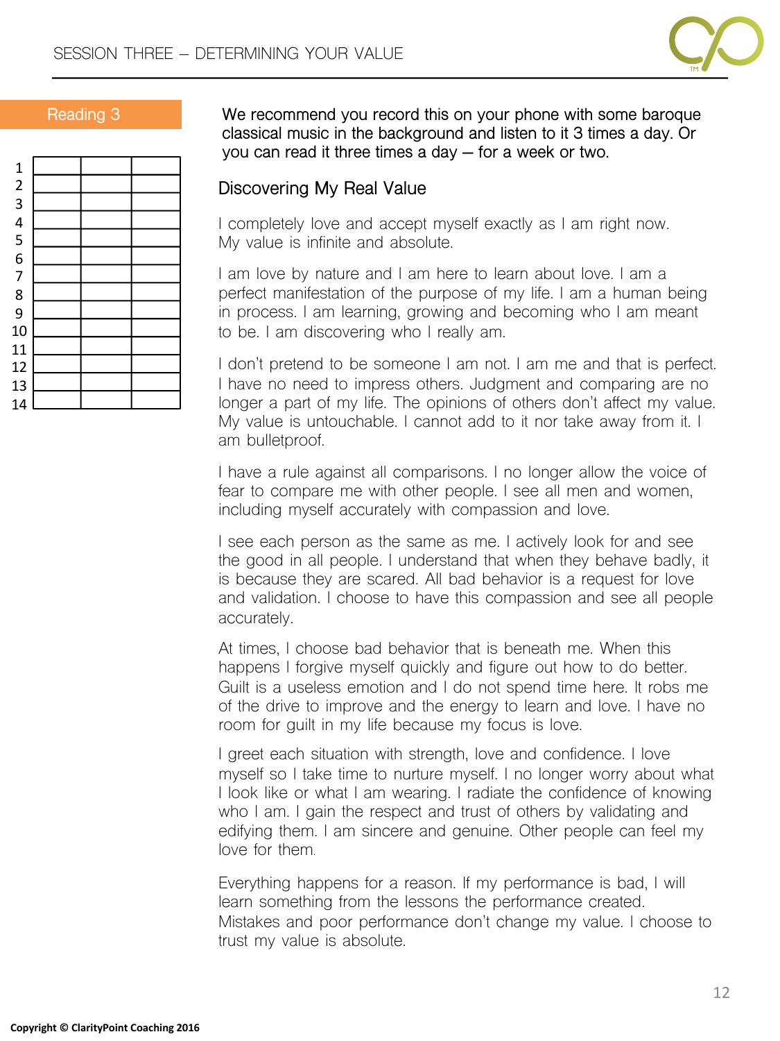Reading 3

| | | | |
|---|---|---|---|
| 1 | | | |
| 2 | | | |
| 3 | | | |
| 4 | | | |
| 5 | | | |
| 6 | | | |
| 7 | | | |
| 8 | | | |
| 9 | | | |
| 10 | | | |
| 11 | | | |
| 12 | | | |
| 13 | | | |
| 14 | | | |

We recommend you record this on your phone with some baroque classical music in the background and listen to it 3 times a day. Or you can read it three times a day – for a week or two.

## Discovering My Real Value

I completely love and accept myself exactly as I am right now. My value is infinite and absolute.

I am love by nature and I am here to learn about love. I am a perfect manifestation of the purpose of my life. I am a human being in process. I am learning, growing and becoming who I am meant to be. I am discovering who I really am.

I don't pretend to be someone I am not. I am me and that is perfect. I have no need to impress others. Judgment and comparing are no longer a part of my life. The opinions of others don't affect my value. My value is untouchable. I cannot add to it nor take away from it. I am bulletproof.

I have a rule against all comparisons. I no longer allow the voice of fear to compare me with other people. I see all men and women, including myself accurately with compassion and love.

I see each person as the same as me. I actively look for and see the good in all people. I understand that when they behave badly, it is because they are scared. All bad behavior is a request for love and validation. I choose to have this compassion and see all people accurately.

At times, I choose bad behavior that is beneath me. When this happens I forgive myself quickly and figure out how to do better. Guilt is a useless emotion and I do not spend time here. It robs me of the drive to improve and the energy to learn and love. I have no room for guilt in my life because my focus is love.

I greet each situation with strength, love and confidence. I love myself so I take time to nurture myself. I no longer worry about what I look like or what I am wearing. I radiate the confidence of knowing who I am. I gain the respect and trust of others by validating and edifying them. I am sincere and genuine. Other people can feel my love for them.

Everything happens for a reason. If my performance is bad, I will learn something from the lessons the performance created. Mistakes and poor performance don't change my value. I choose to trust my value is absolute.

Copyright © ClarityPoint Coaching 2016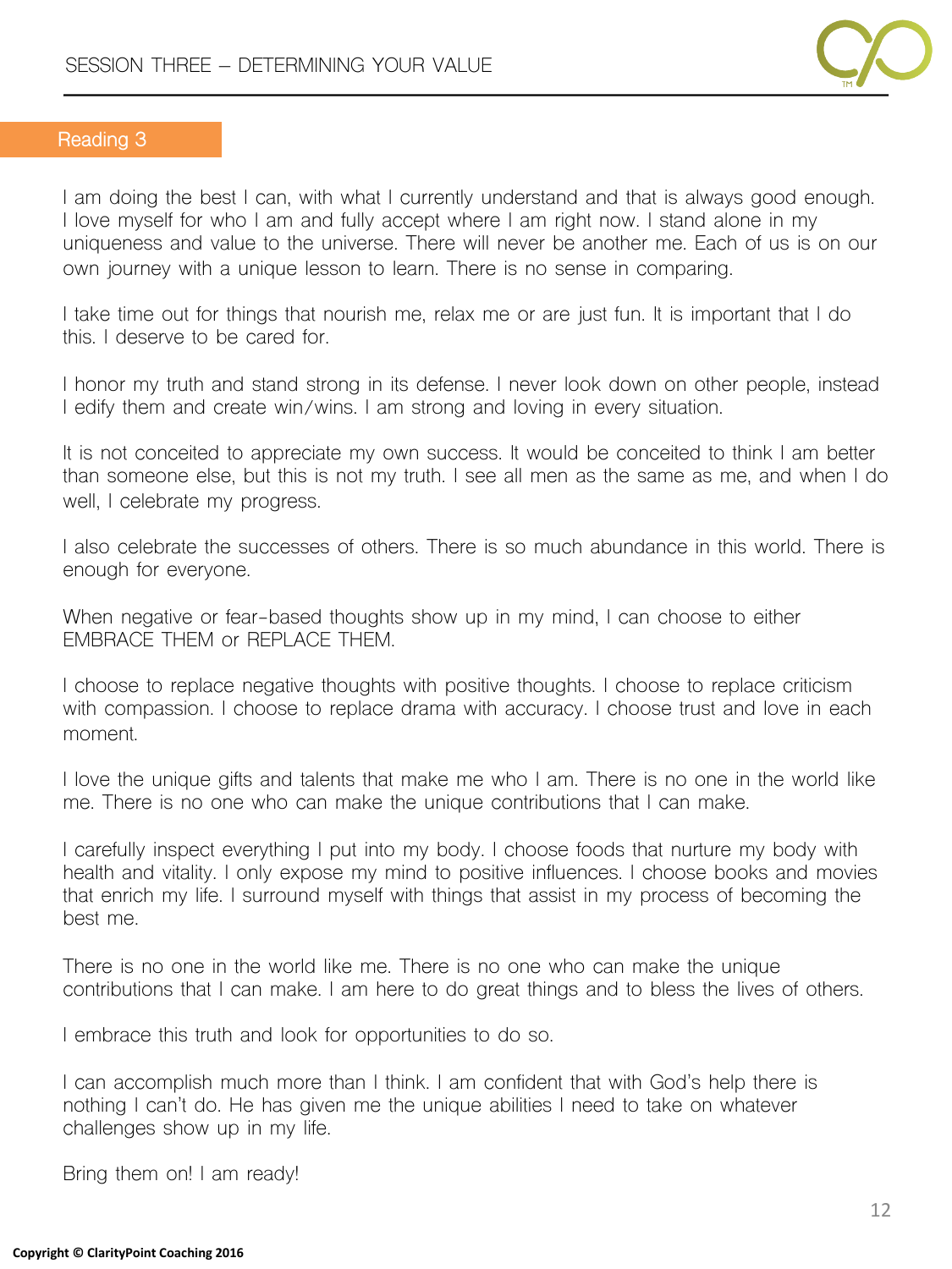## Reading 3

I am doing the best I can, with what I currently understand and that is always good enough. I love myself for who I am and fully accept where I am right now. I stand alone in my uniqueness and value to the universe. There will never be another me. Each of us is on our own journey with a unique lesson to learn. There is no sense in comparing.

I take time out for things that nourish me, relax me or are just fun. It is important that I do this. I deserve to be cared for.

I honor my truth and stand strong in its defense. I never look down on other people, instead I edify them and create win/wins. I am strong and loving in every situation.

It is not conceited to appreciate my own success. It would be conceited to think I am better than someone else, but this is not my truth. I see all men as the same as me, and when I do well, I celebrate my progress.

I also celebrate the successes of others. There is so much abundance in this world. There is enough for everyone.

When negative or fear-based thoughts show up in my mind, I can choose to either EMBRACE THEM or REPLACE THEM.

I choose to replace negative thoughts with positive thoughts. I choose to replace criticism with compassion. I choose to replace drama with accuracy. I choose trust and love in each moment.

I love the unique gifts and talents that make me who I am. There is no one in the world like me. There is no one who can make the unique contributions that I can make.

I carefully inspect everything I put into my body. I choose foods that nurture my body with health and vitality. I only expose my mind to positive influences. I choose books and movies that enrich my life. I surround myself with things that assist in my process of becoming the best me.

There is no one in the world like me. There is no one who can make the unique contributions that I can make. I am here to do great things and to bless the lives of others.

I embrace this truth and look for opportunities to do so.

I can accomplish much more than I think. I am confident that with God's help there is nothing I can't do. He has given me the unique abilities I need to take on whatever challenges show up in my life.

Bring them on! I am ready!

**Copyright © ClarityPoint Coaching 2016**